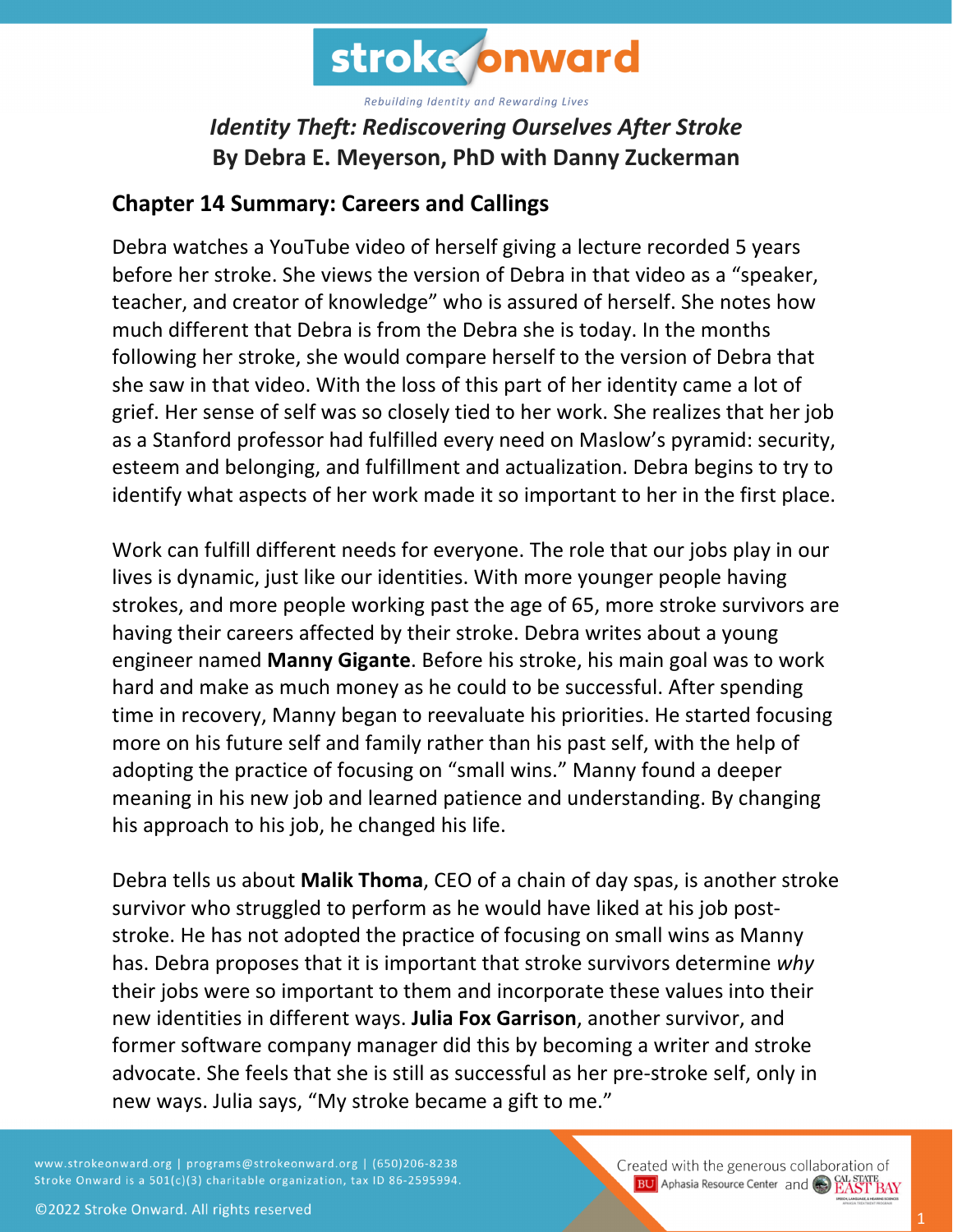# stroke onward

*Rebuilding Identity and Rewarding Lives*

## *Identity Theft: Rediscovering Ourselves After Stroke*
## By Debra E. Meyerson, PhD with Danny Zuckerman

### Chapter 14 Summary: Careers and Callings

Debra watches a YouTube video of herself giving a lecture recorded 5 years before her stroke. She views the version of Debra in that video as a "speaker, teacher, and creator of knowledge" who is assured of herself. She notes how much different that Debra is from the Debra she is today. In the months following her stroke, she would compare herself to the version of Debra that she saw in that video. With the loss of this part of her identity came a lot of grief. Her sense of self was so closely tied to her work. She realizes that her job as a Stanford professor had fulfilled every need on Maslow's pyramid: security, esteem and belonging, and fulfillment and actualization. Debra begins to try to identify what aspects of her work made it so important to her in the first place.

Work can fulfill different needs for everyone. The role that our jobs play in our lives is dynamic, just like our identities. With more younger people having strokes, and more people working past the age of 65, more stroke survivors are having their careers affected by their stroke. Debra writes about a young engineer named **Manny Gigante**. Before his stroke, his main goal was to work hard and make as much money as he could to be successful. After spending time in recovery, Manny began to reevaluate his priorities. He started focusing more on his future self and family rather than his past self, with the help of adopting the practice of focusing on "small wins." Manny found a deeper meaning in his new job and learned patience and understanding. By changing his approach to his job, he changed his life.

Debra tells us about **Malik Thoma**, CEO of a chain of day spas, is another stroke survivor who struggled to perform as he would have liked at his job post-stroke. He has not adopted the practice of focusing on small wins as Manny has. Debra proposes that it is important that stroke survivors determine *why* their jobs were so important to them and incorporate these values into their new identities in different ways. **Julia Fox Garrison**, another survivor, and former software company manager did this by becoming a writer and stroke advocate. She feels that she is still as successful as her pre-stroke self, only in new ways. Julia says, "My stroke became a gift to me."

www.strokeonward.org | programs@strokeonward.org | (650)206-8238
Stroke Onward is a 501(c)(3) charitable organization, tax ID 86-2595994.

©2022 Stroke Onward. All rights reserved

Created with the generous collaboration of BU Aphasia Resource Center and Cal State East Bay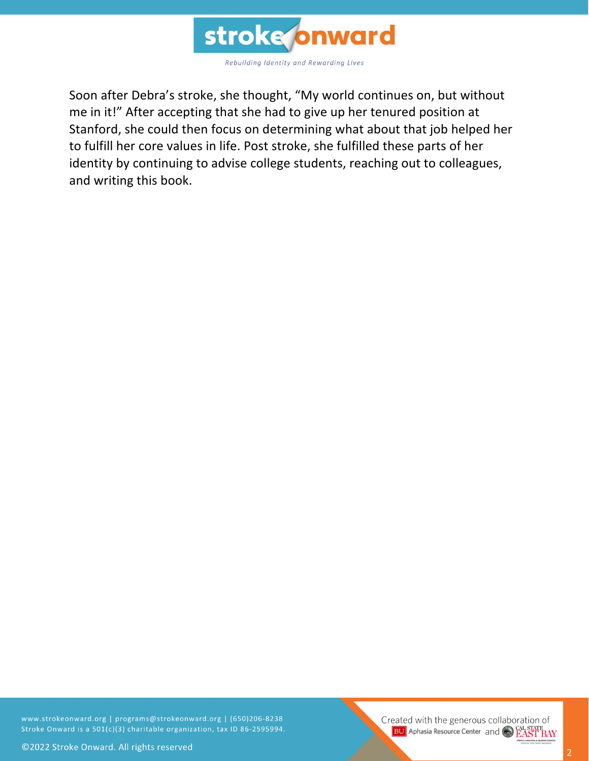Soon after Debra's stroke, she thought, "My world continues on, but without me in it!" After accepting that she had to give up her tenured position at Stanford, she could then focus on determining what about that job helped her to fulfill her core values in life. Post stroke, she fulfilled these parts of her identity by continuing to advise college students, reaching out to colleagues, and writing this book.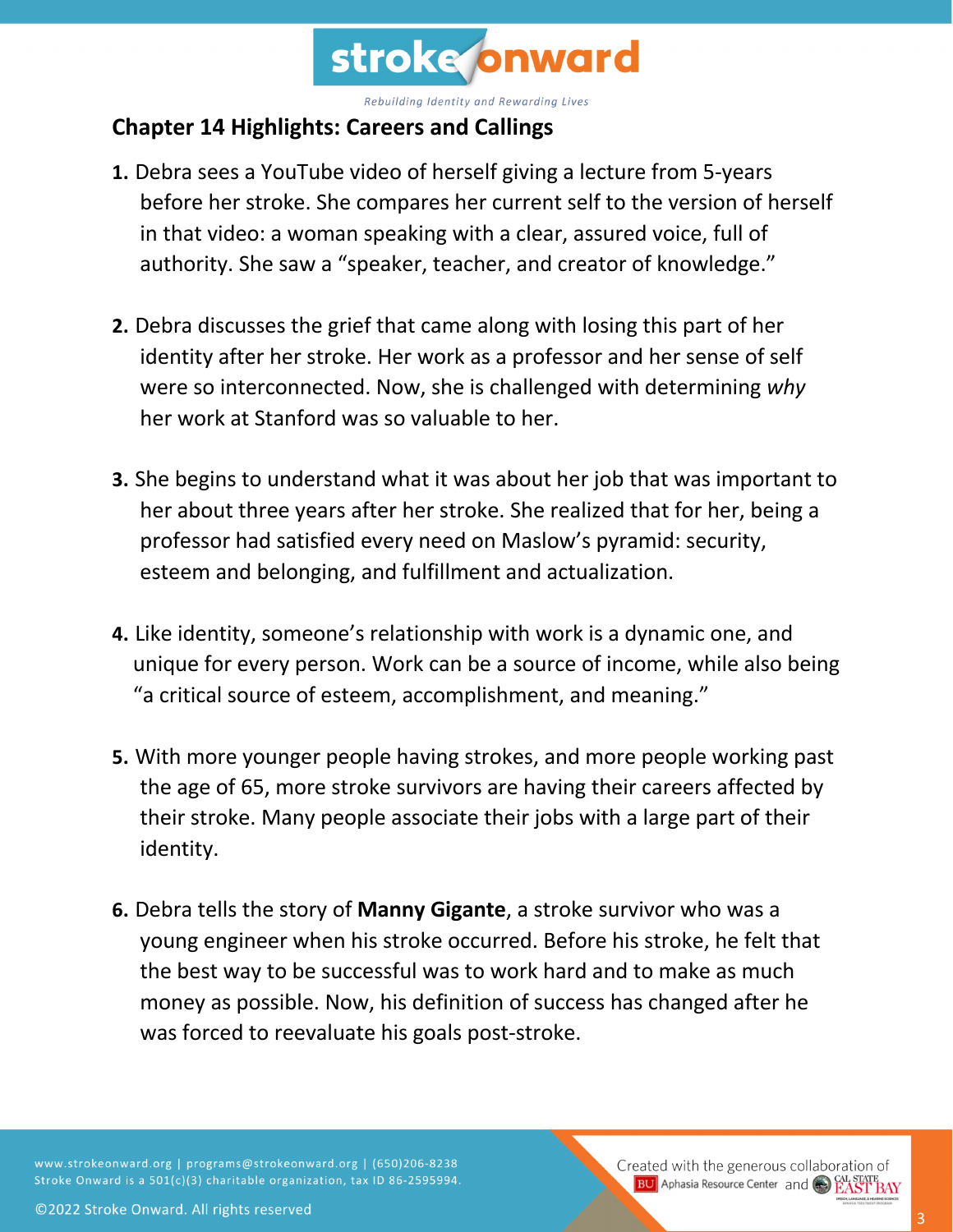## Chapter 14 Highlights: Careers and Callings

1. Debra sees a YouTube video of herself giving a lecture from 5-years before her stroke. She compares her current self to the version of herself in that video: a woman speaking with a clear, assured voice, full of authority. She saw a "speaker, teacher, and creator of knowledge."

2. Debra discusses the grief that came along with losing this part of her identity after her stroke. Her work as a professor and her sense of self were so interconnected. Now, she is challenged with determining *why* her work at Stanford was so valuable to her.

3. She begins to understand what it was about her job that was important to her about three years after her stroke. She realized that for her, being a professor had satisfied every need on Maslow's pyramid: security, esteem and belonging, and fulfillment and actualization.

4. Like identity, someone's relationship with work is a dynamic one, and unique for every person. Work can be a source of income, while also being "a critical source of esteem, accomplishment, and meaning."

5. With more younger people having strokes, and more people working past the age of 65, more stroke survivors are having their careers affected by their stroke. Many people associate their jobs with a large part of their identity.

6. Debra tells the story of **Manny Gigante**, a stroke survivor who was a young engineer when his stroke occurred. Before his stroke, he felt that the best way to be successful was to work hard and to make as much money as possible. Now, his definition of success has changed after he was forced to reevaluate his goals post-stroke.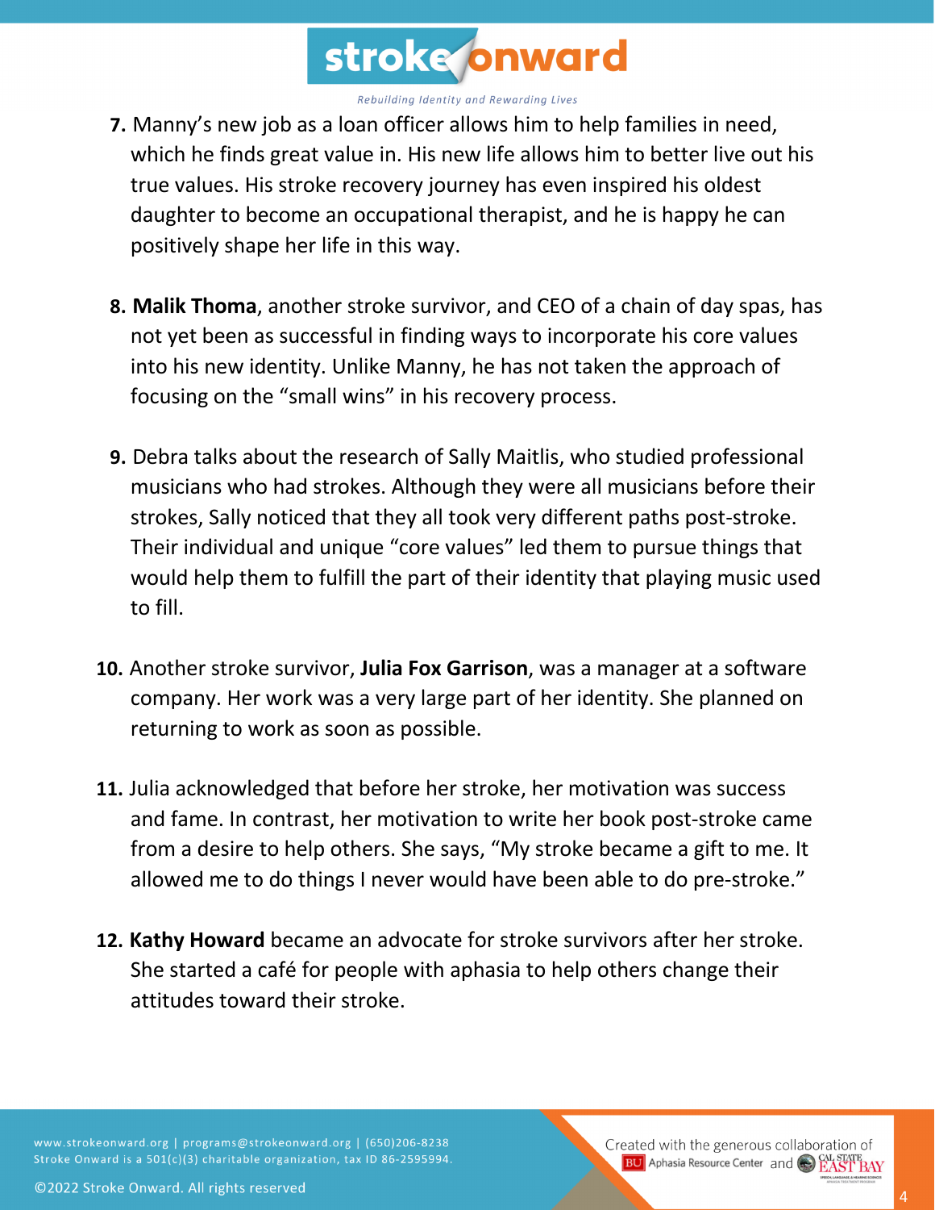7. Manny's new job as a loan officer allows him to help families in need, which he finds great value in. His new life allows him to better live out his true values. His stroke recovery journey has even inspired his oldest daughter to become an occupational therapist, and he is happy he can positively shape her life in this way.

8. **Malik Thoma**, another stroke survivor, and CEO of a chain of day spas, has not yet been as successful in finding ways to incorporate his core values into his new identity. Unlike Manny, he has not taken the approach of focusing on the "small wins" in his recovery process.

9. Debra talks about the research of Sally Maitlis, who studied professional musicians who had strokes. Although they were all musicians before their strokes, Sally noticed that they all took very different paths post-stroke. Their individual and unique "core values" led them to pursue things that would help them to fulfill the part of their identity that playing music used to fill.

10. Another stroke survivor, **Julia Fox Garrison**, was a manager at a software company. Her work was a very large part of her identity. She planned on returning to work as soon as possible.

11. Julia acknowledged that before her stroke, her motivation was success and fame. In contrast, her motivation to write her book post-stroke came from a desire to help others. She says, "My stroke became a gift to me. It allowed me to do things I never would have been able to do pre-stroke."

12. **Kathy Howard** became an advocate for stroke survivors after her stroke. She started a café for people with aphasia to help others change their attitudes toward their stroke.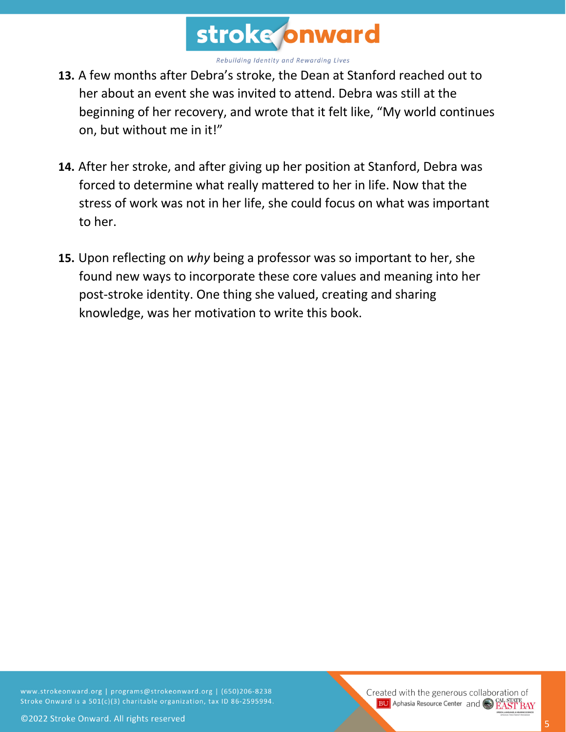**13.** A few months after Debra's stroke, the Dean at Stanford reached out to her about an event she was invited to attend. Debra was still at the beginning of her recovery, and wrote that it felt like, "My world continues on, but without me in it!"

**14.** After her stroke, and after giving up her position at Stanford, Debra was forced to determine what really mattered to her in life. Now that the stress of work was not in her life, she could focus on what was important to her.

**15.** Upon reflecting on *why* being a professor was so important to her, she found new ways to incorporate these core values and meaning into her post-stroke identity. One thing she valued, creating and sharing knowledge, was her motivation to write this book.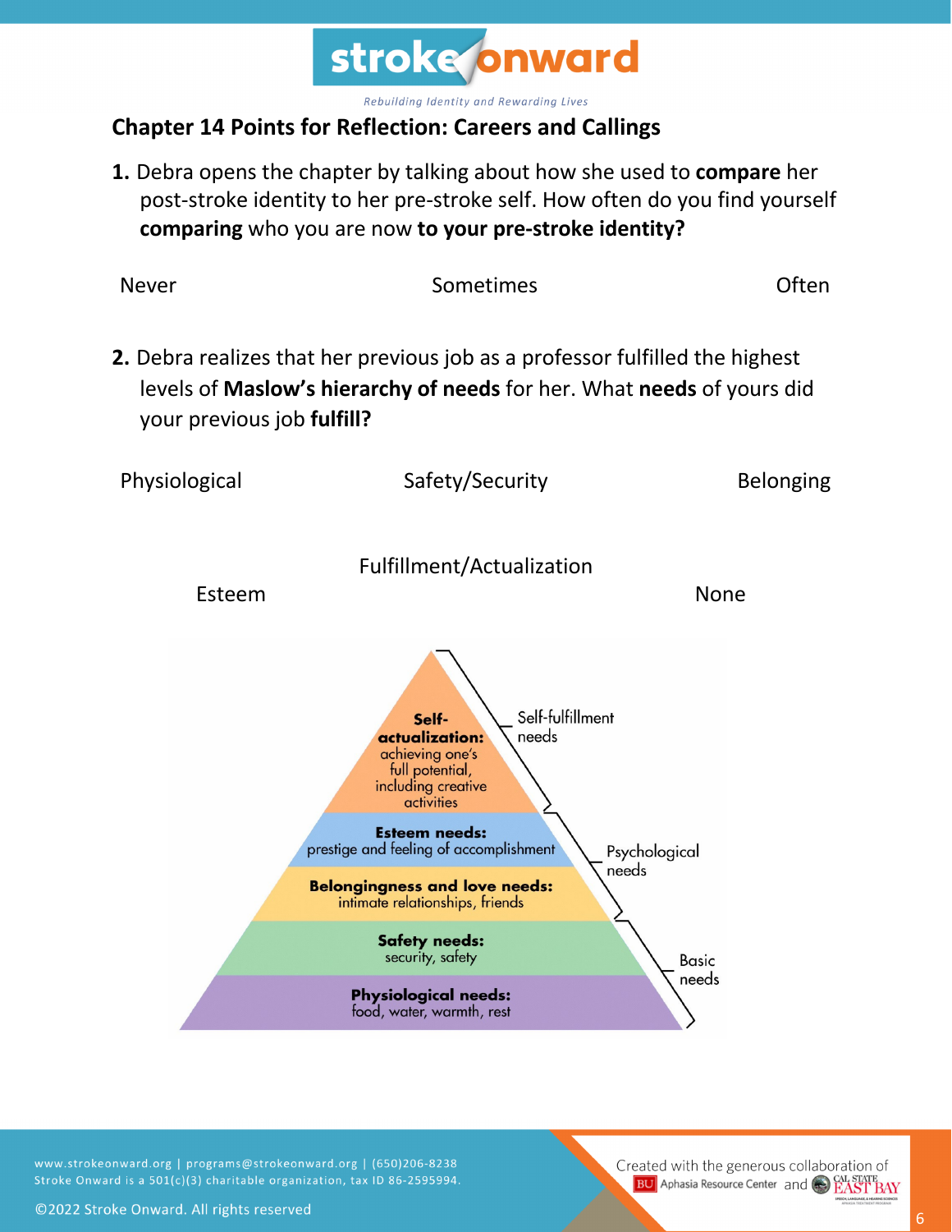## Chapter 14 Points for Reflection: Careers and Callings

**1.** Debra opens the chapter by talking about how she used to **compare** her post-stroke identity to her pre-stroke self. How often do you find yourself **comparing** who you are now **to your pre-stroke identity?**

Never          Sometimes          Often

**2.** Debra realizes that her previous job as a professor fulfilled the highest levels of **Maslow's hierarchy of needs** for her. What **needs** of yours did your previous job **fulfill?**

Physiological          Safety/Security          Belonging

Fulfillment/Actualization

Esteem          None

**Self-actualization:** achieving one's full potential, including creative activities — Self-fulfillment needs

**Esteem needs:** prestige and feeling of accomplishment — Psychological needs

**Belongingness and love needs:** intimate relationships, friends — Psychological needs

**Safety needs:** security, safety — Basic needs

**Physiological needs:** food, water, warmth, rest — Basic needs

www.strokeonward.org | programs@strokeonward.org | (650)206-8238
Stroke Onward is a 501(c)(3) charitable organization, tax ID 86-2595994.

©2022 Stroke Onward. All rights reserved

Created with the generous collaboration of BU Aphasia Resource Center and Cal State East Bay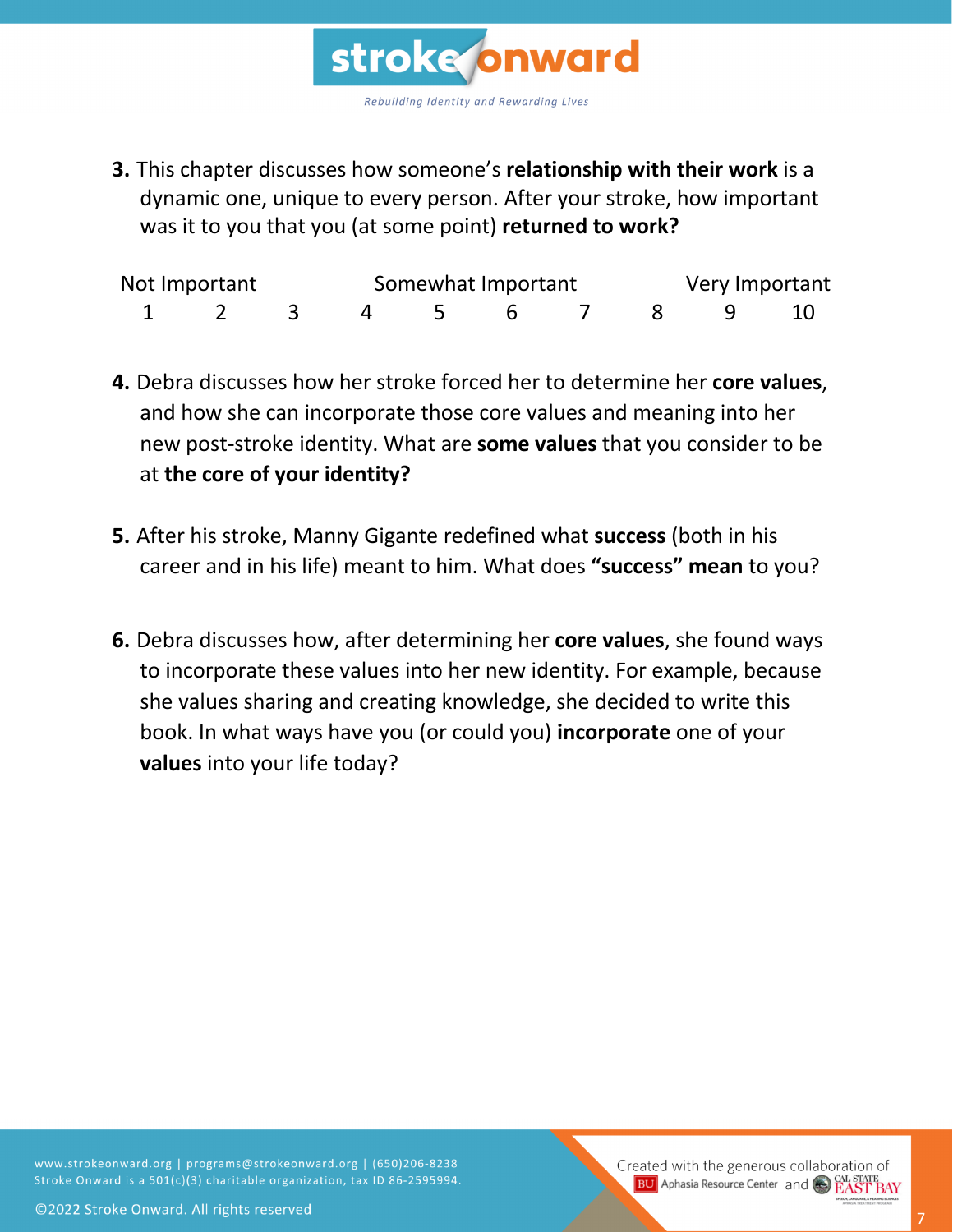**3.** This chapter discusses how someone's **relationship with their work** is a dynamic one, unique to every person. After your stroke, how important was it to you that you (at some point) **returned to work?**

| Not Important | | | Somewhat Important | | | | | Very Important | |
|---|---|---|---|---|---|---|---|---|---|
| 1 | 2 | 3 | 4 | 5 | 6 | 7 | 8 | 9 | 10 |

**4.** Debra discusses how her stroke forced her to determine her **core values**, and how she can incorporate those core values and meaning into her new post-stroke identity. What are **some values** that you consider to be at **the core of your identity?**

**5.** After his stroke, Manny Gigante redefined what **success** (both in his career and in his life) meant to him. What does **"success" mean** to you?

**6.** Debra discusses how, after determining her **core values**, she found ways to incorporate these values into her new identity. For example, because she values sharing and creating knowledge, she decided to write this book. In what ways have you (or could you) **incorporate** one of your **values** into your life today?